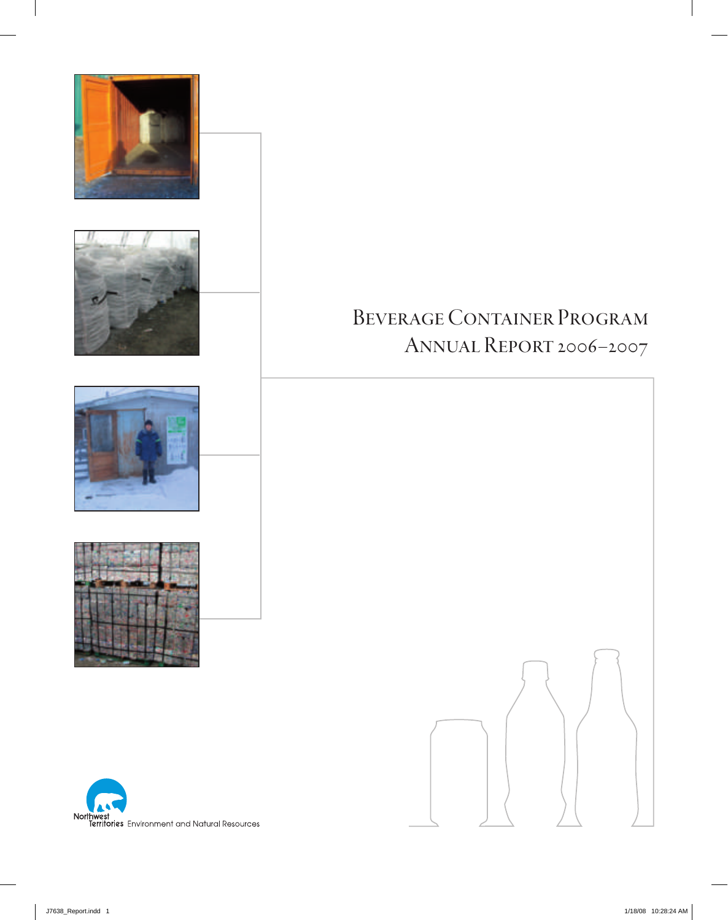# Beverage Container Program
# Annual Report 2006–2007

Northwest Territories Environment and Natural Resources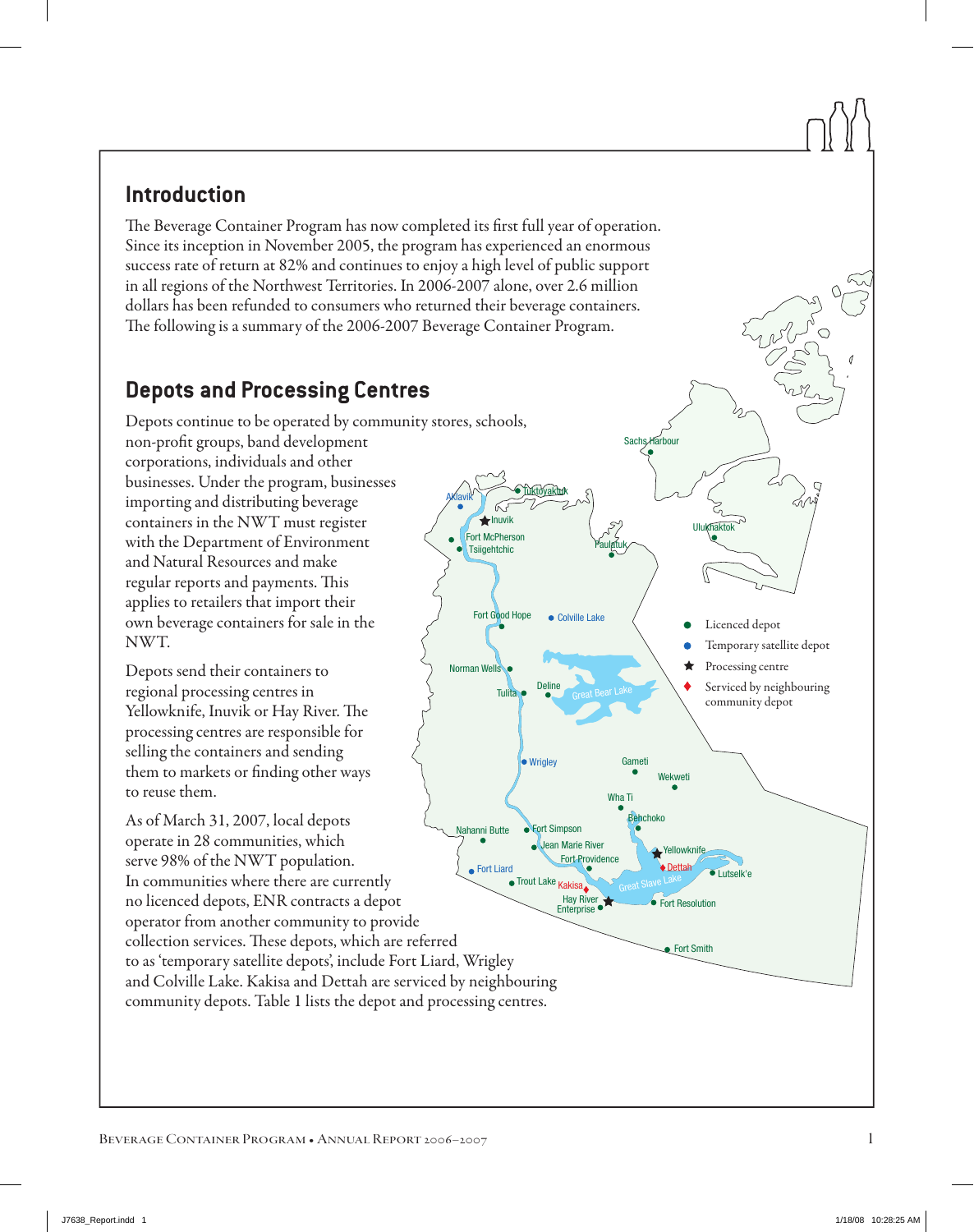## Introduction

The Beverage Container Program has now completed its first full year of operation. Since its inception in November 2005, the program has experienced an enormous success rate of return at 82% and continues to enjoy a high level of public support in all regions of the Northwest Territories. In 2006-2007 alone, over 2.6 million dollars has been refunded to consumers who returned their beverage containers. The following is a summary of the 2006-2007 Beverage Container Program.

## Depots and Processing Centres

Depots continue to be operated by community stores, schools, non-profit groups, band development corporations, individuals and other businesses. Under the program, businesses importing and distributing beverage containers in the NWT must register with the Department of Environment and Natural Resources and make regular reports and payments. This applies to retailers that import their own beverage containers for sale in the NWT.

Depots send their containers to regional processing centres in Yellowknife, Inuvik or Hay River. The processing centres are responsible for selling the containers and sending them to markets or finding other ways to reuse them.

As of March 31, 2007, local depots operate in 28 communities, which serve 98% of the NWT population. In communities where there are currently no licenced depots, ENR contracts a depot operator from another community to provide collection services. These depots, which are referred to as 'temporary satellite depots', include Fort Liard, Wrigley and Colville Lake. Kakisa and Dettah are serviced by neighbouring community depots. Table 1 lists the depot and processing centres.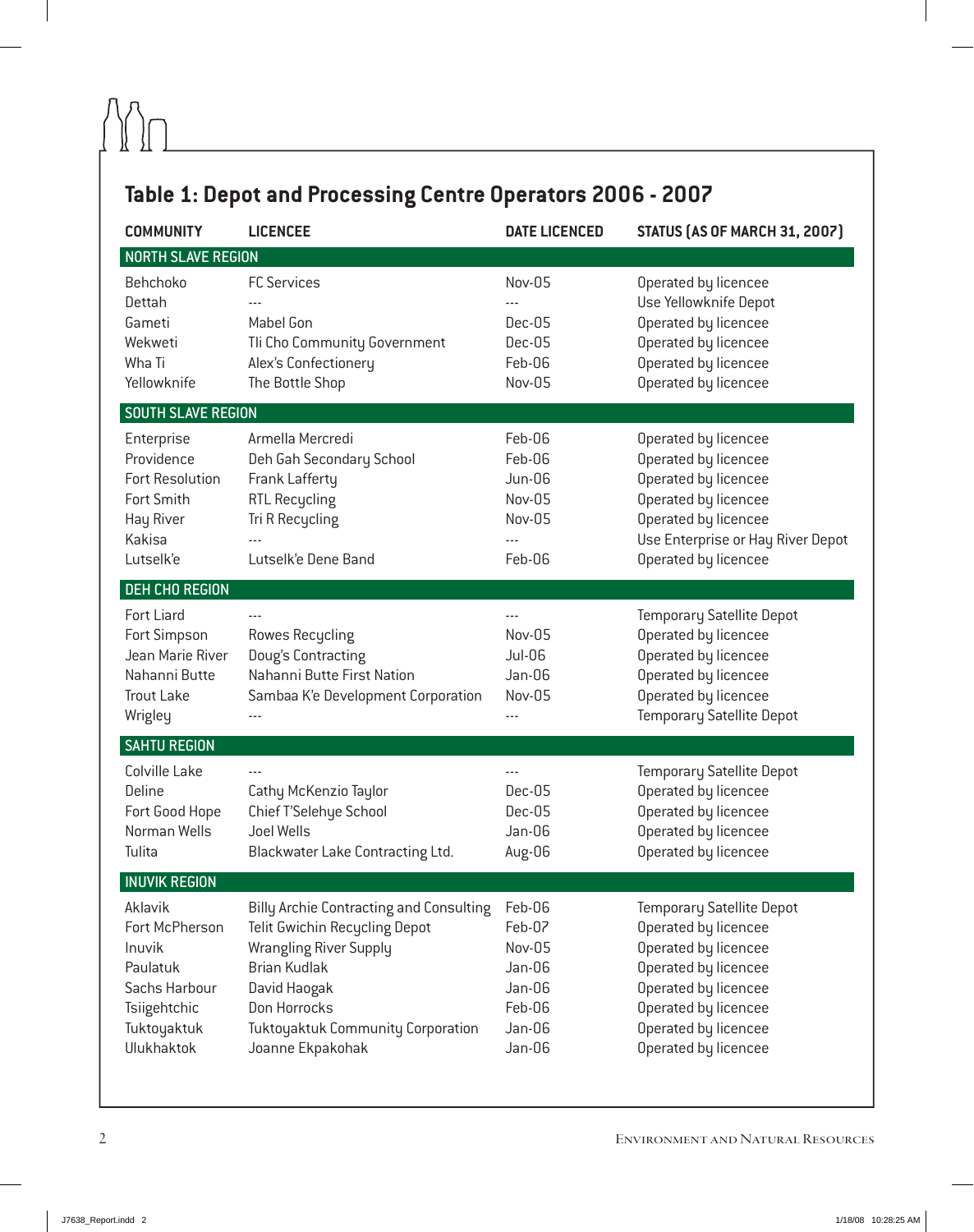## Table 1: Depot and Processing Centre Operators 2006 - 2007

| COMMUNITY | LICENCEE | DATE LICENCED | STATUS (AS OF MARCH 31, 2007) |
|---|---|---|---|
| **NORTH SLAVE REGION** | | | |
| Behchoko | FC Services | Nov-05 | Operated by licencee |
| Dettah | --- | --- | Use Yellowknife Depot |
| Gameti | Mabel Gon | Dec-05 | Operated by licencee |
| Wekweti | Tli Cho Community Government | Dec-05 | Operated by licencee |
| Wha Ti | Alex's Confectionery | Feb-06 | Operated by licencee |
| Yellowknife | The Bottle Shop | Nov-05 | Operated by licencee |
| **SOUTH SLAVE REGION** | | | |
| Enterprise | Armella Mercredi | Feb-06 | Operated by licencee |
| Providence | Deh Gah Secondary School | Feb-06 | Operated by licencee |
| Fort Resolution | Frank Lafferty | Jun-06 | Operated by licencee |
| Fort Smith | RTL Recycling | Nov-05 | Operated by licencee |
| Hay River | Tri R Recycling | Nov-05 | Operated by licencee |
| Kakisa | --- | --- | Use Enterprise or Hay River Depot |
| Lutselk'e | Lutselk'e Dene Band | Feb-06 | Operated by licencee |
| **DEH CHO REGION** | | | |
| Fort Liard | --- | --- | Temporary Satellite Depot |
| Fort Simpson | Rowes Recycling | Nov-05 | Operated by licencee |
| Jean Marie River | Doug's Contracting | Jul-06 | Operated by licencee |
| Nahanni Butte | Nahanni Butte First Nation | Jan-06 | Operated by licencee |
| Trout Lake | Sambaa K'e Development Corporation | Nov-05 | Operated by licencee |
| Wrigley | --- | --- | Temporary Satellite Depot |
| **SAHTU REGION** | | | |
| Colville Lake | --- | --- | Temporary Satellite Depot |
| Deline | Cathy McKenzio Taylor | Dec-05 | Operated by licencee |
| Fort Good Hope | Chief T'Selehye School | Dec-05 | Operated by licencee |
| Norman Wells | Joel Wells | Jan-06 | Operated by licencee |
| Tulita | Blackwater Lake Contracting Ltd. | Aug-06 | Operated by licencee |
| **INUVIK REGION** | | | |
| Aklavik | Billy Archie Contracting and Consulting | Feb-06 | Temporary Satellite Depot |
| Fort McPherson | Telit Gwichin Recycling Depot | Feb-07 | Operated by licencee |
| Inuvik | Wrangling River Supply | Nov-05 | Operated by licencee |
| Paulatuk | Brian Kudlak | Jan-06 | Operated by licencee |
| Sachs Harbour | David Haogak | Jan-06 | Operated by licencee |
| Tsiigehtchic | Don Horrocks | Feb-06 | Operated by licencee |
| Tuktoyaktuk | Tuktoyaktuk Community Corporation | Jan-06 | Operated by licencee |
| Ulukhaktok | Joanne Ekpakohak | Jan-06 | Operated by licencee |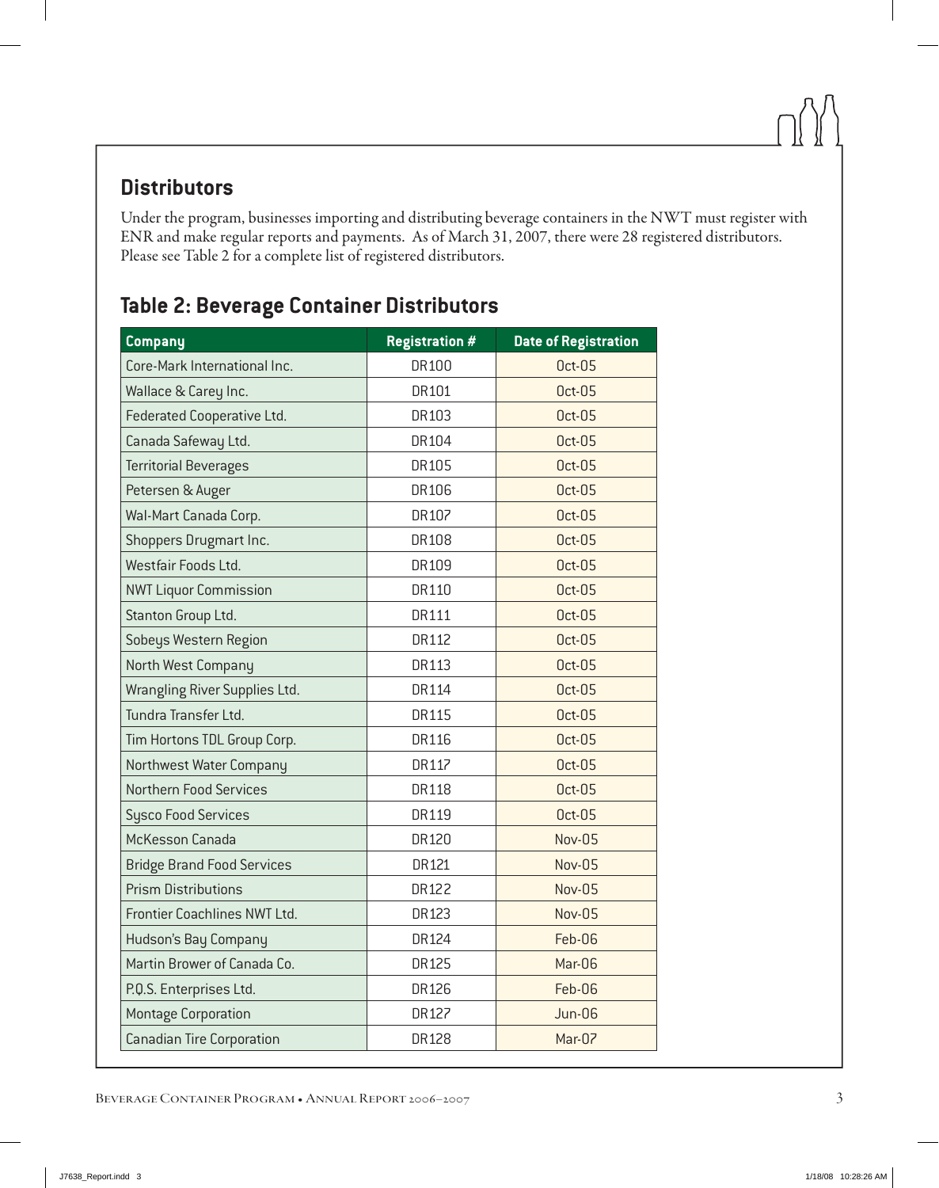## Distributors

Under the program, businesses importing and distributing beverage containers in the NWT must register with ENR and make regular reports and payments. As of March 31, 2007, there were 28 registered distributors. Please see Table 2 for a complete list of registered distributors.

## Table 2: Beverage Container Distributors

| Company | Registration # | Date of Registration |
|---|---|---|
| Core-Mark International Inc. | DR100 | Oct-05 |
| Wallace & Carey Inc. | DR101 | Oct-05 |
| Federated Cooperative Ltd. | DR103 | Oct-05 |
| Canada Safeway Ltd. | DR104 | Oct-05 |
| Territorial Beverages | DR105 | Oct-05 |
| Petersen & Auger | DR106 | Oct-05 |
| Wal-Mart Canada Corp. | DR107 | Oct-05 |
| Shoppers Drugmart Inc. | DR108 | Oct-05 |
| Westfair Foods Ltd. | DR109 | Oct-05 |
| NWT Liquor Commission | DR110 | Oct-05 |
| Stanton Group Ltd. | DR111 | Oct-05 |
| Sobeys Western Region | DR112 | Oct-05 |
| North West Company | DR113 | Oct-05 |
| Wrangling River Supplies Ltd. | DR114 | Oct-05 |
| Tundra Transfer Ltd. | DR115 | Oct-05 |
| Tim Hortons TDL Group Corp. | DR116 | Oct-05 |
| Northwest Water Company | DR117 | Oct-05 |
| Northern Food Services | DR118 | Oct-05 |
| Sysco Food Services | DR119 | Oct-05 |
| McKesson Canada | DR120 | Nov-05 |
| Bridge Brand Food Services | DR121 | Nov-05 |
| Prism Distributions | DR122 | Nov-05 |
| Frontier Coachlines NWT Ltd. | DR123 | Nov-05 |
| Hudson's Bay Company | DR124 | Feb-06 |
| Martin Brower of Canada Co. | DR125 | Mar-06 |
| P.Q.S. Enterprises Ltd. | DR126 | Feb-06 |
| Montage Corporation | DR127 | Jun-06 |
| Canadian Tire Corporation | DR128 | Mar-07 |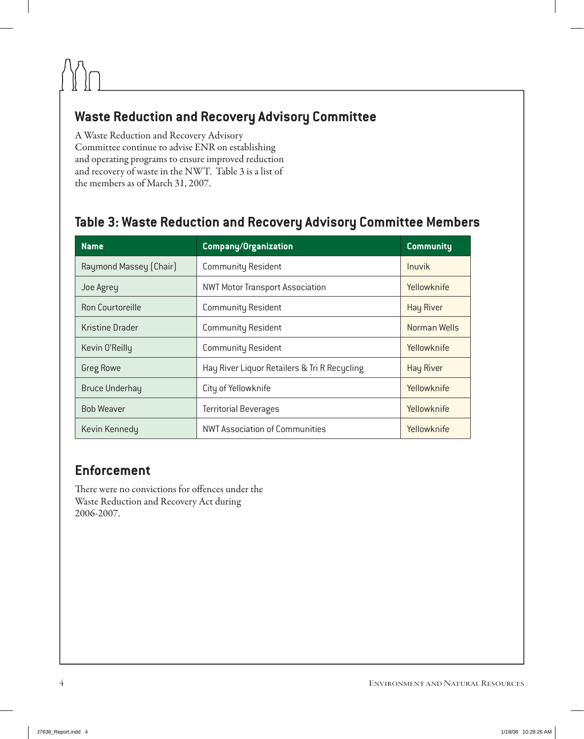## Waste Reduction and Recovery Advisory Committee

A Waste Reduction and Recovery Advisory Committee continue to advise ENR on establishing and operating programs to ensure improved reduction and recovery of waste in the NWT. Table 3 is a list of the members as of March 31, 2007.

### Table 3: Waste Reduction and Recovery Advisory Committee Members

| Name | Company/Organization | Community |
| --- | --- | --- |
| Raymond Massey (Chair) | Community Resident | Inuvik |
| Joe Agrey | NWT Motor Transport Association | Yellowknife |
| Ron Courtoreille | Community Resident | Hay River |
| Kristine Drader | Community Resident | Norman Wells |
| Kevin O'Reilly | Community Resident | Yellowknife |
| Greg Rowe | Hay River Liquor Retailers & Tri R Recycling | Hay River |
| Bruce Underhay | City of Yellowknife | Yellowknife |
| Bob Weaver | Territorial Beverages | Yellowknife |
| Kevin Kennedy | NWT Association of Communities | Yellowknife |

## Enforcement

There were no convictions for offences under the Waste Reduction and Recovery Act during 2006-2007.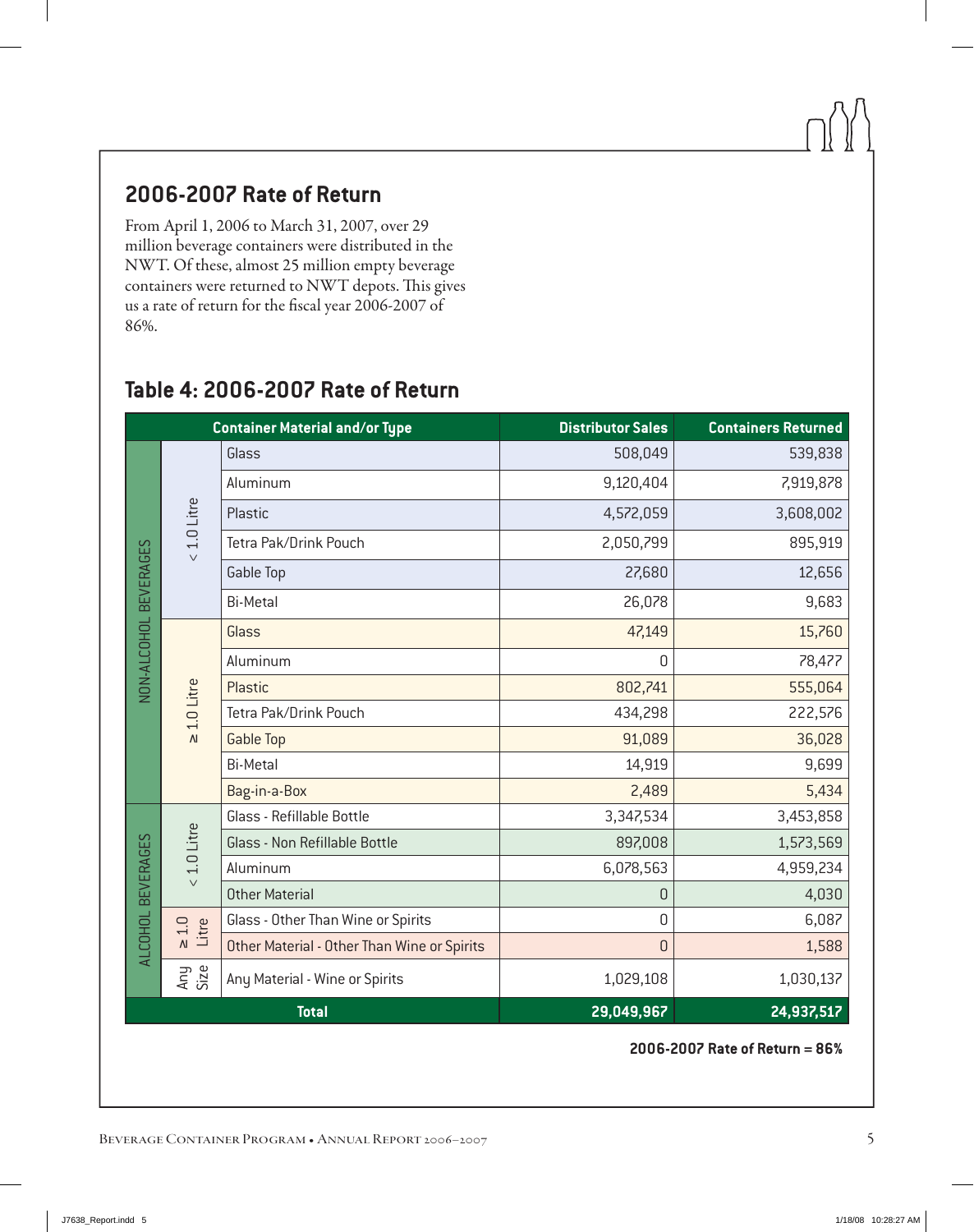## 2006-2007 Rate of Return

From April 1, 2006 to March 31, 2007, over 29 million beverage containers were distributed in the NWT. Of these, almost 25 million empty beverage containers were returned to NWT depots. This gives us a rate of return for the fiscal year 2006-2007 of 86%.

## Table 4: 2006-2007 Rate of Return

| Container Material and/or Type | | | Distributor Sales | Containers Returned |
|---|---|---|---|---|
| NON-ALCOHOL BEVERAGES | < 1.0 Litre | Glass | 508,049 | 539,838 |
| | | Aluminum | 9,120,404 | 7,919,878 |
| | | Plastic | 4,572,059 | 3,608,002 |
| | | Tetra Pak/Drink Pouch | 2,050,799 | 895,919 |
| | | Gable Top | 27,680 | 12,656 |
| | | Bi-Metal | 26,078 | 9,683 |
| | ≥ 1.0 Litre | Glass | 47,149 | 15,760 |
| | | Aluminum | 0 | 78,477 |
| | | Plastic | 802,741 | 555,064 |
| | | Tetra Pak/Drink Pouch | 434,298 | 222,576 |
| | | Gable Top | 91,089 | 36,028 |
| | | Bi-Metal | 14,919 | 9,699 |
| | | Bag-in-a-Box | 2,489 | 5,434 |
| ALCOHOL BEVERAGES | < 1.0 Litre | Glass - Refillable Bottle | 3,347,534 | 3,453,858 |
| | | Glass - Non Refillable Bottle | 897,008 | 1,573,569 |
| | | Aluminum | 6,078,563 | 4,959,234 |
| | | Other Material | 0 | 4,030 |
| | ≥ 1.0 Litre | Glass - Other Than Wine or Spirits | 0 | 6,087 |
| | | Other Material - Other Than Wine or Spirits | 0 | 1,588 |
| | Any Size | Any Material - Wine or Spirits | 1,029,108 | 1,030,137 |
| **Total** | | | **29,049,967** | **24,937,517** |

**2006-2007 Rate of Return = 86%**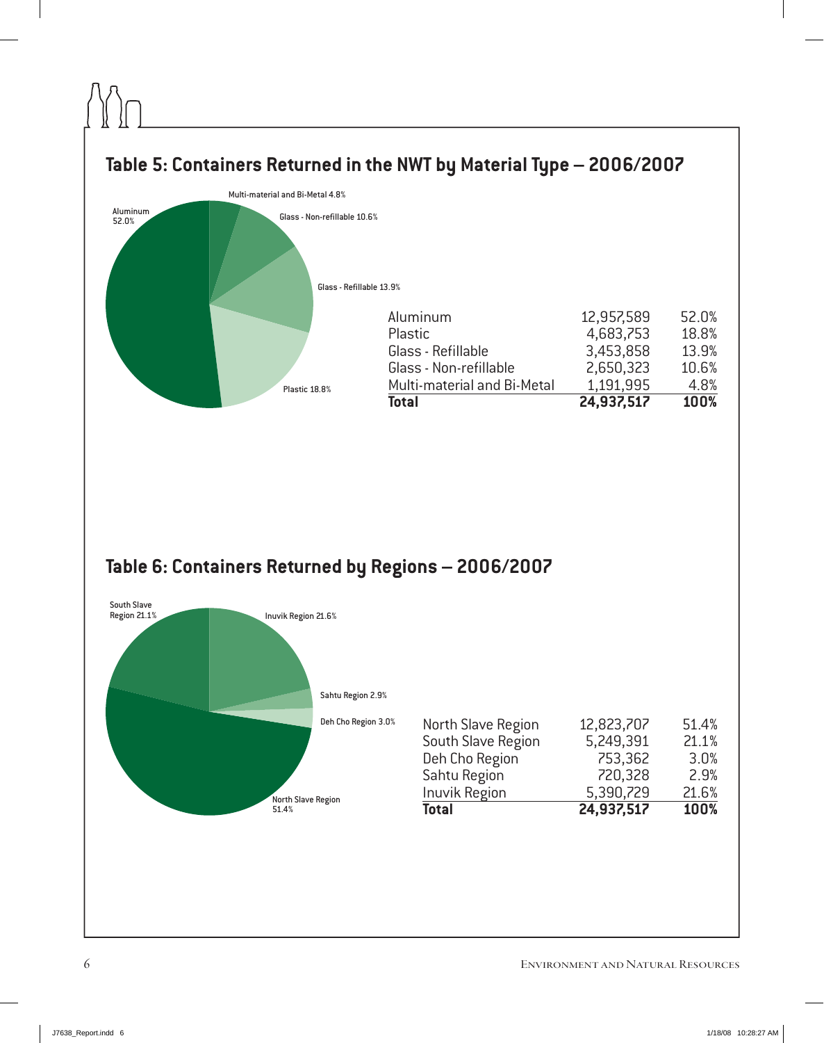## Table 5: Containers Returned in the NWT by Material Type – 2006/2007

Aluminum 52.0%

Multi-material and Bi-Metal 4.8%

Glass - Non-refillable 10.6%

Glass - Refillable 13.9%

Plastic 18.8%

| | | |
|---|---|---|
| Aluminum | 12,957,589 | 52.0% |
| Plastic | 4,683,753 | 18.8% |
| Glass - Refillable | 3,453,858 | 13.9% |
| Glass - Non-refillable | 2,650,323 | 10.6% |
| Multi-material and Bi-Metal | 1,191,995 | 4.8% |
| **Total** | **24,937,517** | **100%** |

## Table 6: Containers Returned by Regions – 2006/2007

South Slave Region 21.1%

Inuvik Region 21.6%

Sahtu Region 2.9%

Deh Cho Region 3.0%

North Slave Region 51.4%

| | | |
|---|---|---|
| North Slave Region | 12,823,707 | 51.4% |
| South Slave Region | 5,249,391 | 21.1% |
| Deh Cho Region | 753,362 | 3.0% |
| Sahtu Region | 720,328 | 2.9% |
| Inuvik Region | 5,390,729 | 21.6% |
| **Total** | **24,937,517** | **100%** |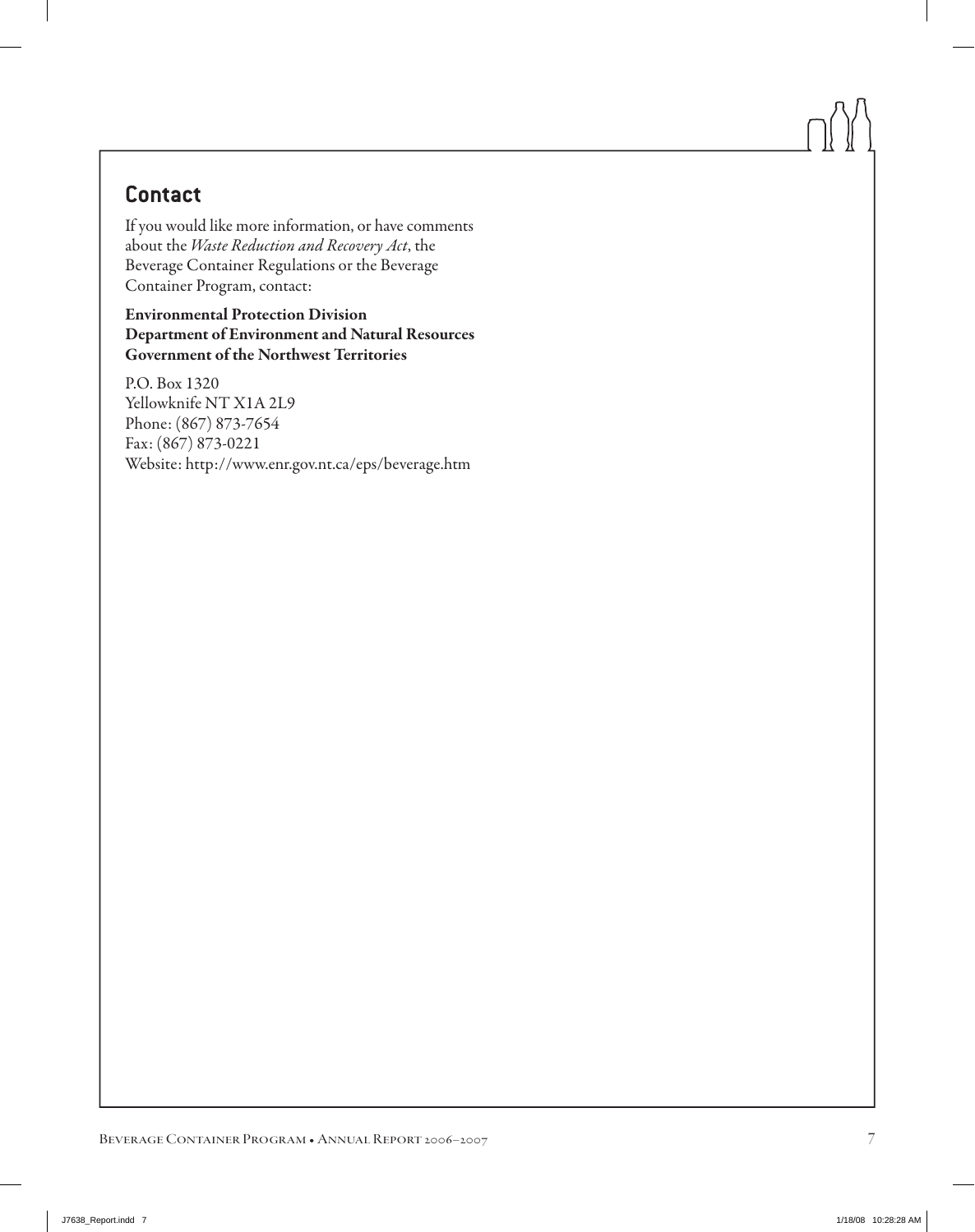## Contact

If you would like more information, or have comments about the *Waste Reduction and Recovery Act*, the Beverage Container Regulations or the Beverage Container Program, contact:

**Environmental Protection Division**
**Department of Environment and Natural Resources**
**Government of the Northwest Territories**

P.O. Box 1320
Yellowknife NT X1A 2L9
Phone: (867) 873-7654
Fax: (867) 873-0221
Website: http://www.enr.gov.nt.ca/eps/beverage.htm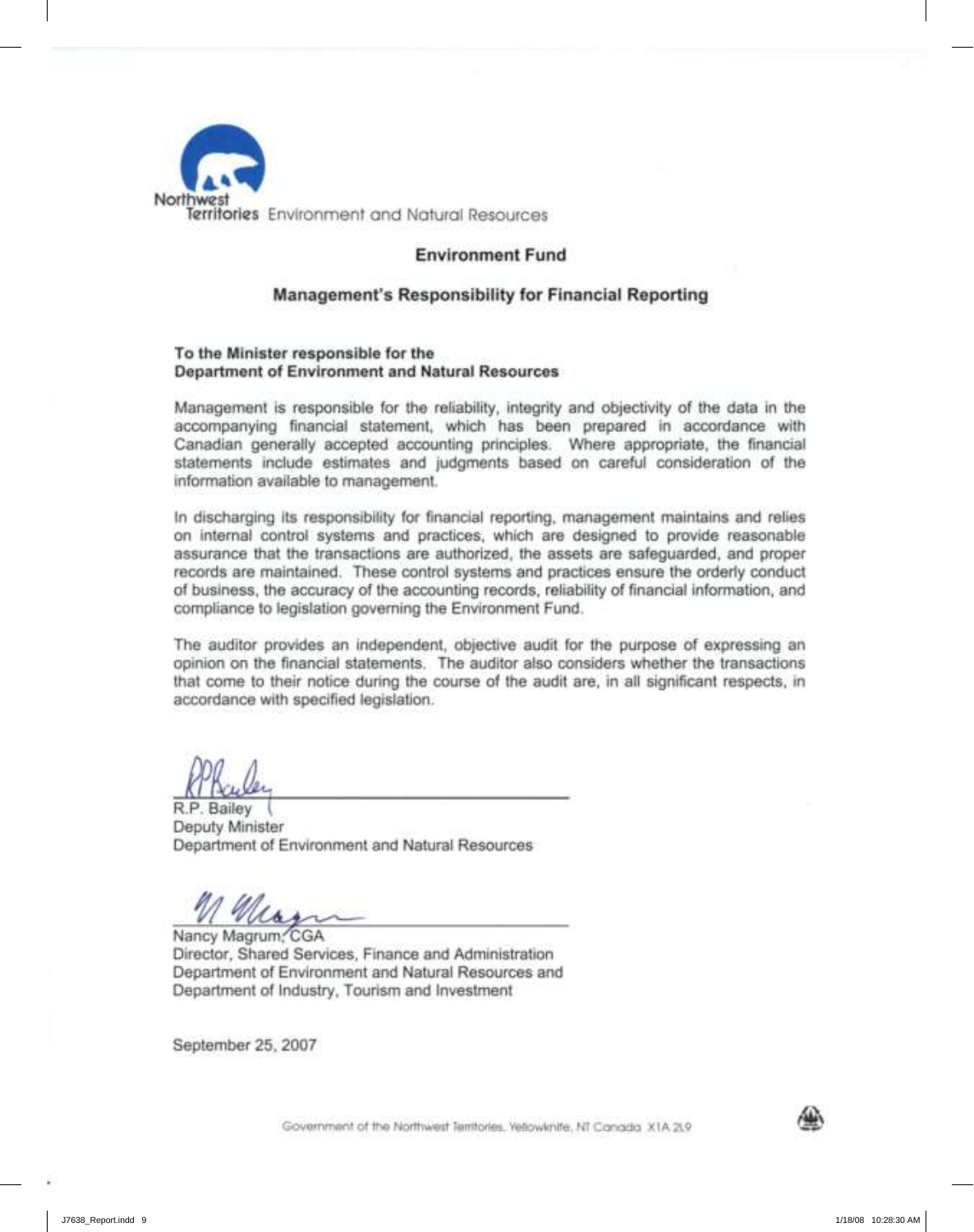Northwest Territories Environment and Natural Resources

## Environment Fund

## Management's Responsibility for Financial Reporting

**To the Minister responsible for the Department of Environment and Natural Resources**

Management is responsible for the reliability, integrity and objectivity of the data in the accompanying financial statement, which has been prepared in accordance with Canadian generally accepted accounting principles. Where appropriate, the financial statements include estimates and judgments based on careful consideration of the information available to management.

In discharging its responsibility for financial reporting, management maintains and relies on internal control systems and practices, which are designed to provide reasonable assurance that the transactions are authorized, the assets are safeguarded, and proper records are maintained. These control systems and practices ensure the orderly conduct of business, the accuracy of the accounting records, reliability of financial information, and compliance to legislation governing the Environment Fund.

The auditor provides an independent, objective audit for the purpose of expressing an opinion on the financial statements. The auditor also considers whether the transactions that come to their notice during the course of the audit are, in all significant respects, in accordance with specified legislation.

R.P. Bailey
Deputy Minister
Department of Environment and Natural Resources

Nancy Magrum, CGA
Director, Shared Services, Finance and Administration
Department of Environment and Natural Resources and
Department of Industry, Tourism and Investment

September 25, 2007

Government of the Northwest Territories, Yellowknife, NT Canada X1A 2L9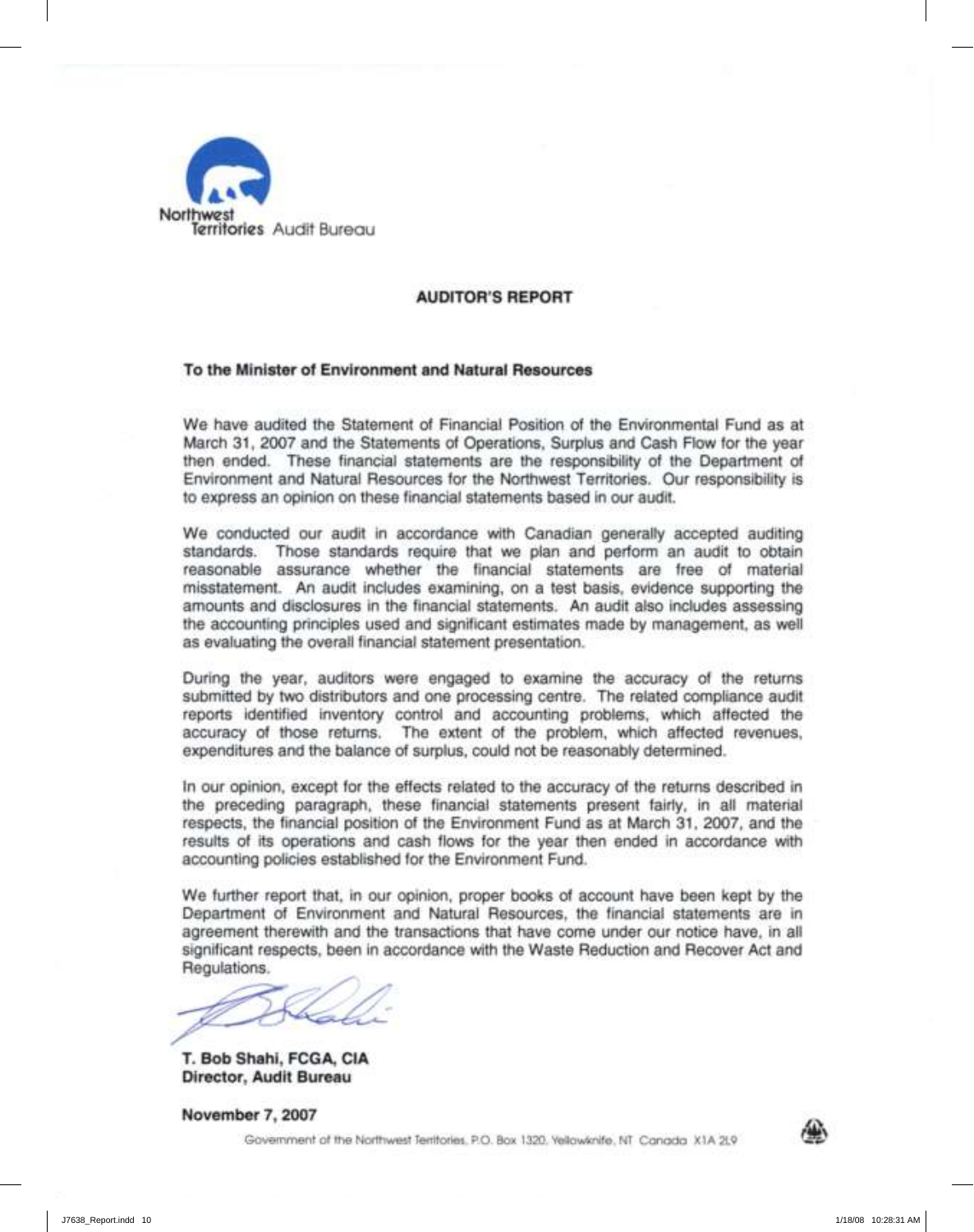Northwest Territories Audit Bureau

## AUDITOR'S REPORT

**To the Minister of Environment and Natural Resources**

We have audited the Statement of Financial Position of the Environmental Fund as at March 31, 2007 and the Statements of Operations, Surplus and Cash Flow for the year then ended. These financial statements are the responsibility of the Department of Environment and Natural Resources for the Northwest Territories. Our responsibility is to express an opinion on these financial statements based in our audit.

We conducted our audit in accordance with Canadian generally accepted auditing standards. Those standards require that we plan and perform an audit to obtain reasonable assurance whether the financial statements are free of material misstatement. An audit includes examining, on a test basis, evidence supporting the amounts and disclosures in the financial statements. An audit also includes assessing the accounting principles used and significant estimates made by management, as well as evaluating the overall financial statement presentation.

During the year, auditors were engaged to examine the accuracy of the returns submitted by two distributors and one processing centre. The related compliance audit reports identified inventory control and accounting problems, which affected the accuracy of those returns. The extent of the problem, which affected revenues, expenditures and the balance of surplus, could not be reasonably determined.

In our opinion, except for the effects related to the accuracy of the returns described in the preceding paragraph, these financial statements present fairly, in all material respects, the financial position of the Environment Fund as at March 31, 2007, and the results of its operations and cash flows for the year then ended in accordance with accounting policies established for the Environment Fund.

We further report that, in our opinion, proper books of account have been kept by the Department of Environment and Natural Resources, the financial statements are in agreement therewith and the transactions that have come under our notice have, in all significant respects, been in accordance with the Waste Reduction and Recover Act and Regulations.

**T. Bob Shahi, FCGA, CIA**
**Director, Audit Bureau**

**November 7, 2007**

Government of the Northwest Territories, P.O. Box 1320, Yellowknife, NT Canada X1A 2L9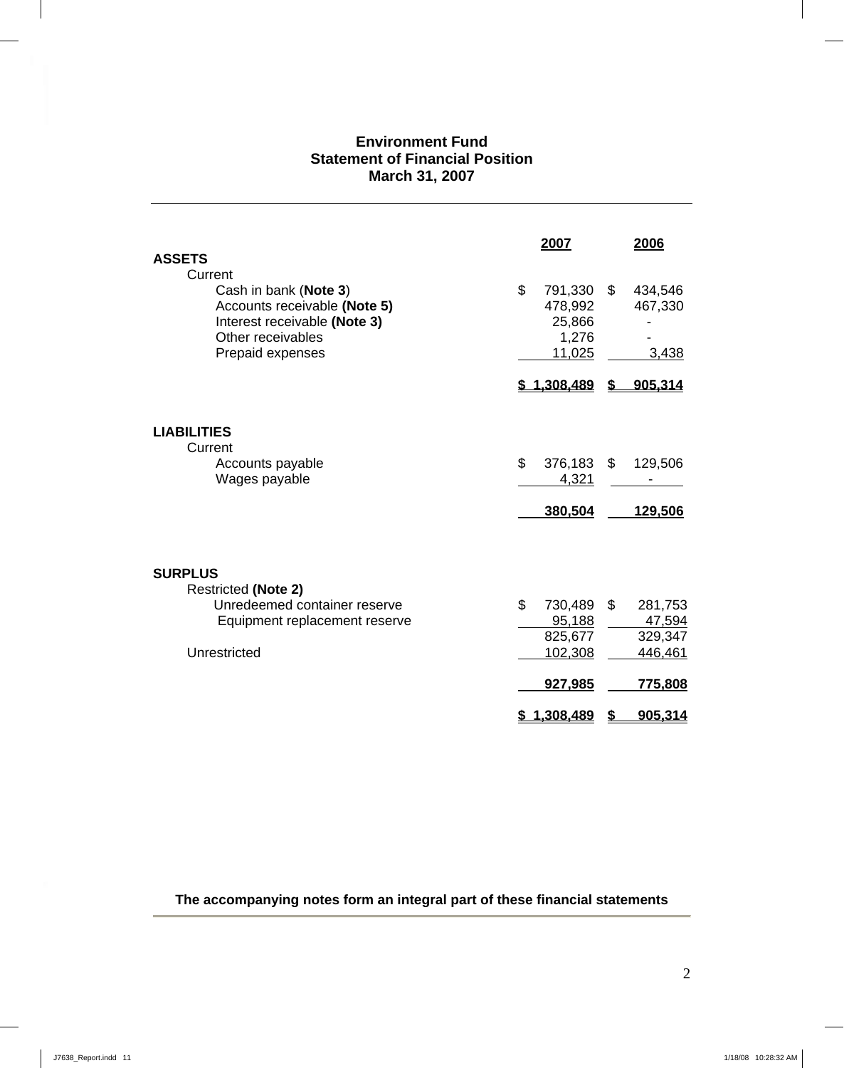# Environment Fund
## Statement of Financial Position
### March 31, 2007

| | 2007 | 2006 |
|---|---|---|
| **ASSETS** | | |
| Current | | |
| Cash in bank (**Note 3**) | $ 791,330 | $ 434,546 |
| Accounts receivable **(Note 5)** | 478,992 | 467,330 |
| Interest receivable **(Note 3)** | 25,866 | - |
| Other receivables | 1,276 | - |
| Prepaid expenses | 11,025 | 3,438 |
| | **$ 1,308,489** | **$ 905,314** |
| **LIABILITIES** | | |
| Current | | |
| Accounts payable | $ 376,183 | $ 129,506 |
| Wages payable | 4,321 | - |
| | **380,504** | **129,506** |
| **SURPLUS** | | |
| Restricted **(Note 2)** | | |
| Unredeemed container reserve | $ 730,489 | $ 281,753 |
| Equipment replacement reserve | 95,188 | 47,594 |
| | 825,677 | 329,347 |
| Unrestricted | 102,308 | 446,461 |
| | **927,985** | **775,808** |
| | **$ 1,308,489** | **$ 905,314** |

**The accompanying notes form an integral part of these financial statements**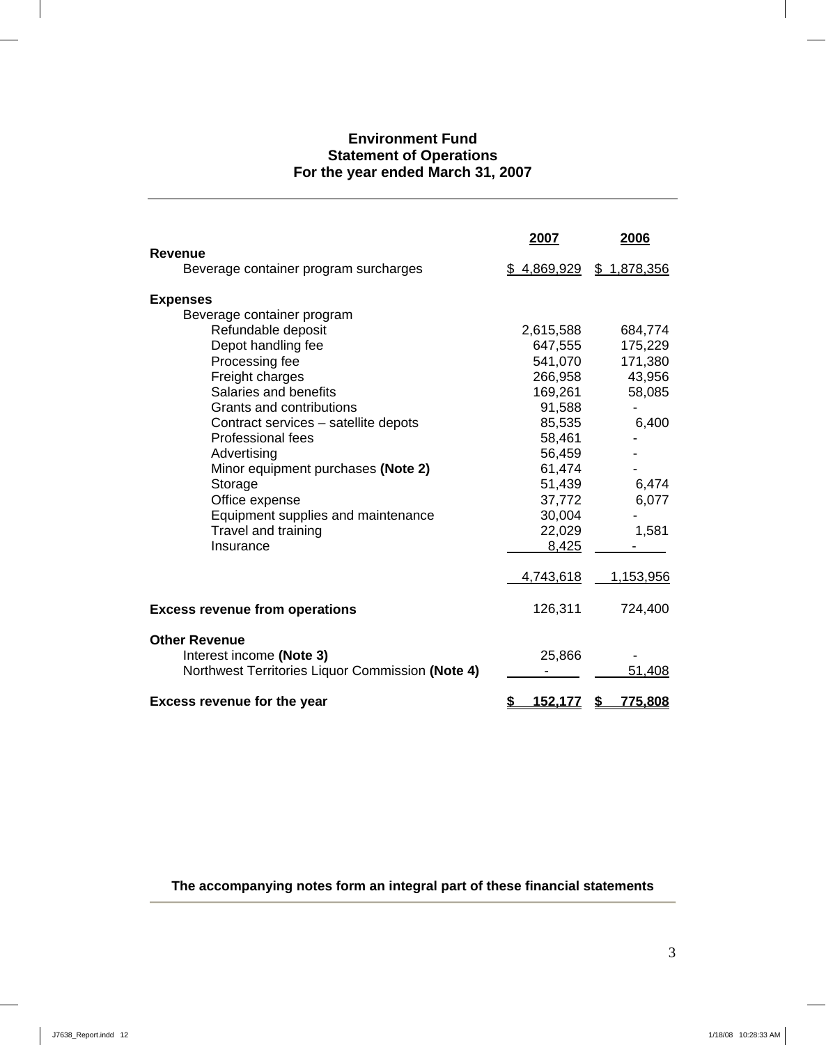# Environment Fund
## Statement of Operations
## For the year ended March 31, 2007

| | 2007 | 2006 |
|---|---|---|
| **Revenue** | | |
| Beverage container program surcharges | $ 4,869,929 | $ 1,878,356 |
| **Expenses** | | |
| Beverage container program | | |
| Refundable deposit | 2,615,588 | 684,774 |
| Depot handling fee | 647,555 | 175,229 |
| Processing fee | 541,070 | 171,380 |
| Freight charges | 266,958 | 43,956 |
| Salaries and benefits | 169,261 | 58,085 |
| Grants and contributions | 91,588 | - |
| Contract services – satellite depots | 85,535 | 6,400 |
| Professional fees | 58,461 | - |
| Advertising | 56,459 | - |
| Minor equipment purchases **(Note 2)** | 61,474 | - |
| Storage | 51,439 | 6,474 |
| Office expense | 37,772 | 6,077 |
| Equipment supplies and maintenance | 30,004 | - |
| Travel and training | 22,029 | 1,581 |
| Insurance | 8,425 | - |
| | 4,743,618 | 1,153,956 |
| **Excess revenue from operations** | 126,311 | 724,400 |
| **Other Revenue** | | |
| Interest income **(Note 3)** | 25,866 | - |
| Northwest Territories Liquor Commission **(Note 4)** | - | 51,408 |
| **Excess revenue for the year** | **$ 152,177** | **$ 775,808** |

**The accompanying notes form an integral part of these financial statements**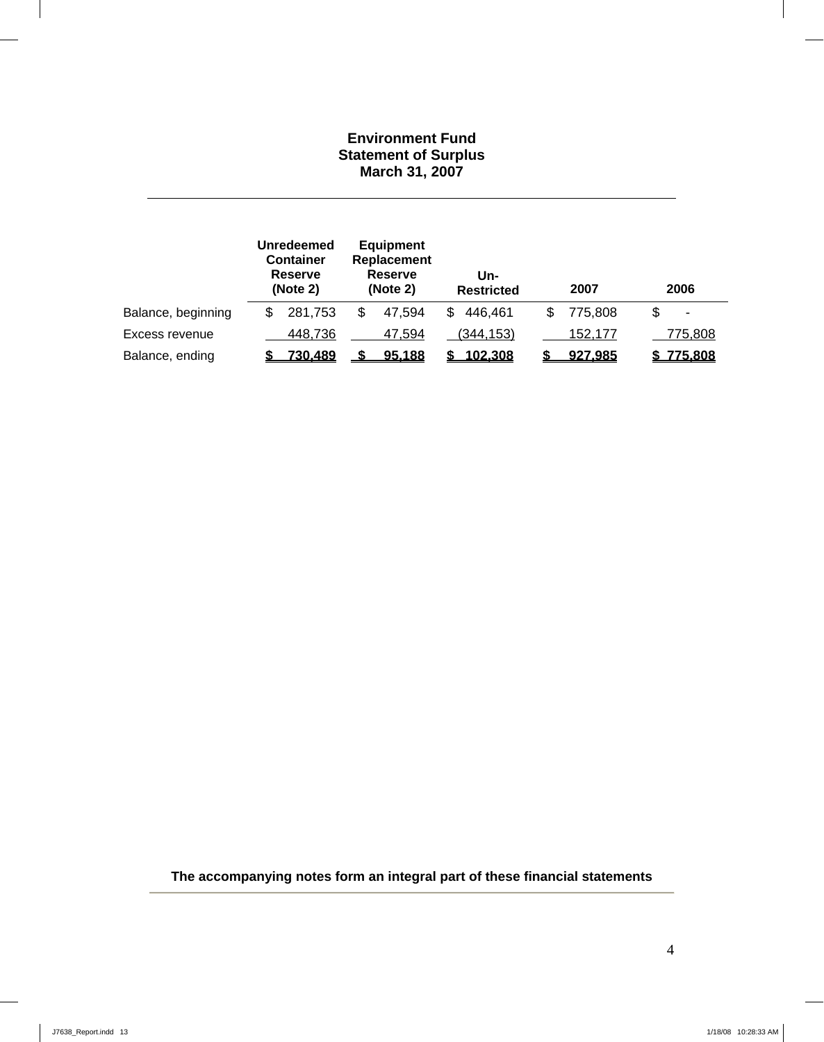# Environment Fund
## Statement of Surplus
## March 31, 2007

| | Unredeemed Container Reserve (Note 2) | Equipment Replacement Reserve (Note 2) | Un-Restricted | 2007 | 2006 |
|---|---|---|---|---|---|
| Balance, beginning | $ 281,753 | $ 47,594 | $ 446,461 | $ 775,808 | $ - |
| Excess revenue | 448,736 | 47,594 | (344,153) | 152,177 | 775,808 |
| Balance, ending | **$ 730,489** | **$ 95,188** | **$ 102,308** | **$ 927,985** | **$ 775,808** |

**The accompanying notes form an integral part of these financial statements**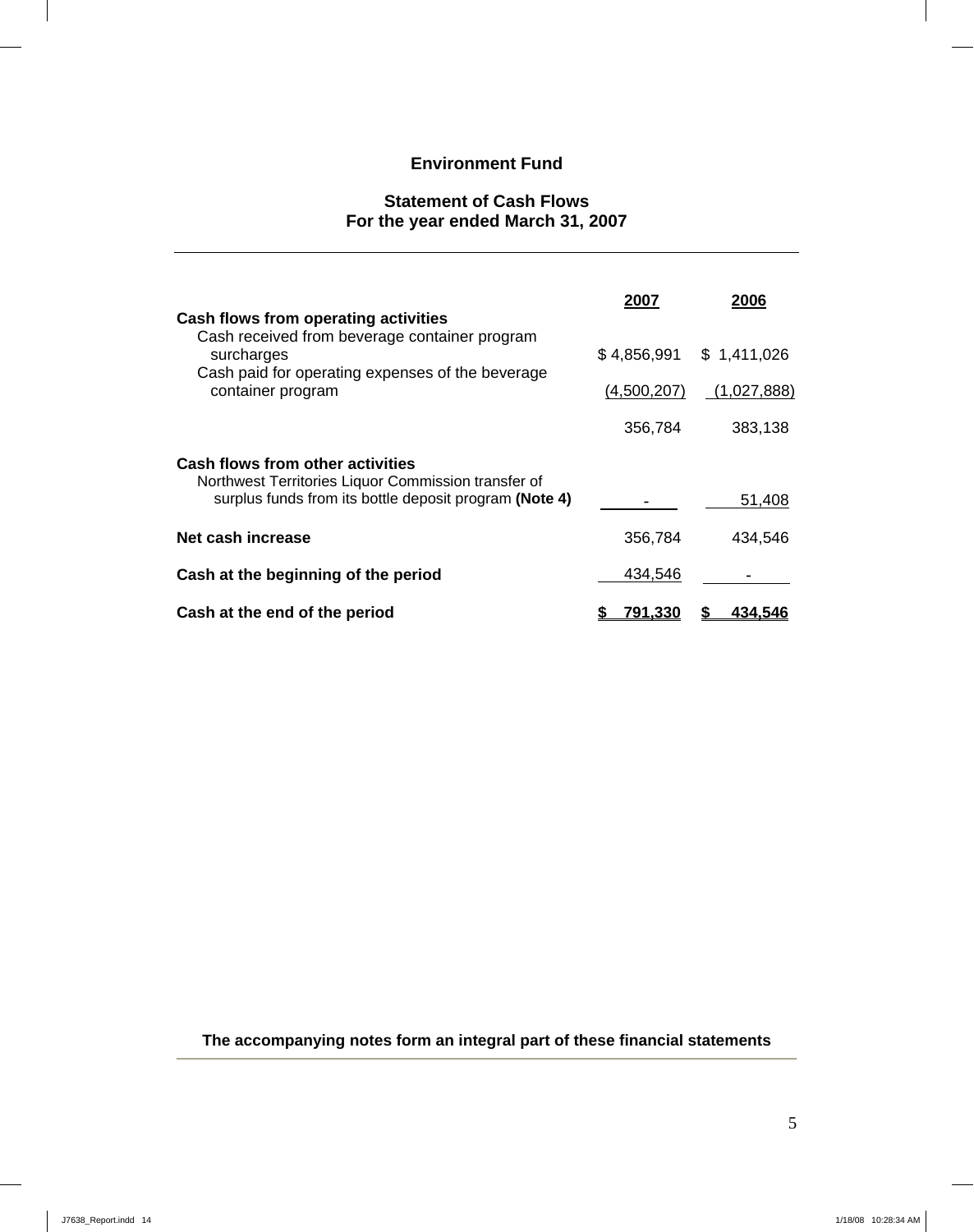# Environment Fund

## Statement of Cash Flows
## For the year ended March 31, 2007

| | 2007 | 2006 |
|---|---|---|
| **Cash flows from operating activities** | | |
| Cash received from beverage container program surcharges | $ 4,856,991 | $ 1,411,026 |
| Cash paid for operating expenses of the beverage container program | (4,500,207) | (1,027,888) |
| | 356,784 | 383,138 |
| **Cash flows from other activities** | | |
| Northwest Territories Liquor Commission transfer of surplus funds from its bottle deposit program **(Note 4)** | - | 51,408 |
| **Net cash increase** | 356,784 | 434,546 |
| **Cash at the beginning of the period** | 434,546 | - |
| **Cash at the end of the period** | **$ 791,330** | **$ 434,546** |

**The accompanying notes form an integral part of these financial statements**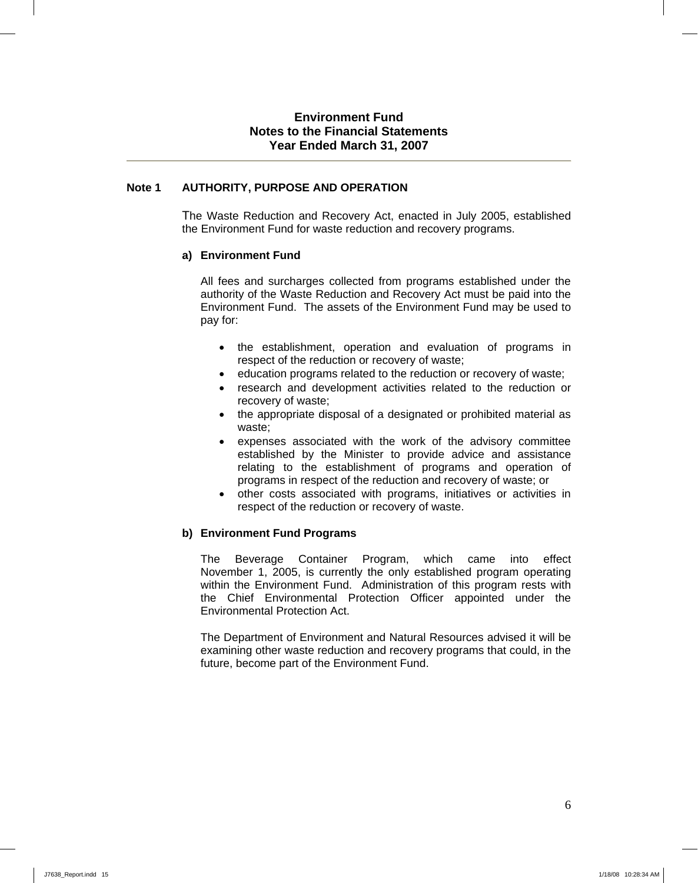# Environment Fund
## Notes to the Financial Statements
## Year Ended March 31, 2007

### Note 1 AUTHORITY, PURPOSE AND OPERATION

The Waste Reduction and Recovery Act, enacted in July 2005, established the Environment Fund for waste reduction and recovery programs.

#### a) Environment Fund

All fees and surcharges collected from programs established under the authority of the Waste Reduction and Recovery Act must be paid into the Environment Fund. The assets of the Environment Fund may be used to pay for:

- the establishment, operation and evaluation of programs in respect of the reduction or recovery of waste;
- education programs related to the reduction or recovery of waste;
- research and development activities related to the reduction or recovery of waste;
- the appropriate disposal of a designated or prohibited material as waste;
- expenses associated with the work of the advisory committee established by the Minister to provide advice and assistance relating to the establishment of programs and operation of programs in respect of the reduction and recovery of waste; or
- other costs associated with programs, initiatives or activities in respect of the reduction or recovery of waste.

#### b) Environment Fund Programs

The Beverage Container Program, which came into effect November 1, 2005, is currently the only established program operating within the Environment Fund. Administration of this program rests with the Chief Environmental Protection Officer appointed under the Environmental Protection Act.

The Department of Environment and Natural Resources advised it will be examining other waste reduction and recovery programs that could, in the future, become part of the Environment Fund.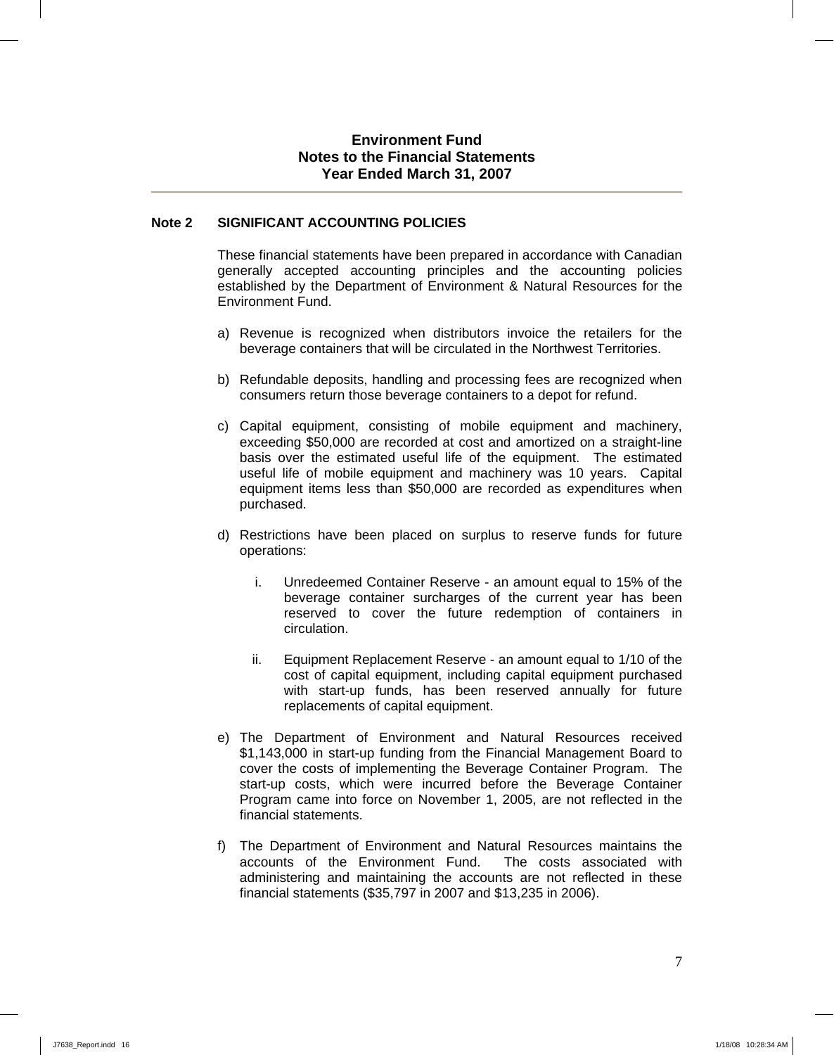# Environment Fund
## Notes to the Financial Statements
## Year Ended March 31, 2007

**Note 2 SIGNIFICANT ACCOUNTING POLICIES**

These financial statements have been prepared in accordance with Canadian generally accepted accounting principles and the accounting policies established by the Department of Environment & Natural Resources for the Environment Fund.

a) Revenue is recognized when distributors invoice the retailers for the beverage containers that will be circulated in the Northwest Territories.

b) Refundable deposits, handling and processing fees are recognized when consumers return those beverage containers to a depot for refund.

c) Capital equipment, consisting of mobile equipment and machinery, exceeding $50,000 are recorded at cost and amortized on a straight-line basis over the estimated useful life of the equipment. The estimated useful life of mobile equipment and machinery was 10 years. Capital equipment items less than $50,000 are recorded as expenditures when purchased.

d) Restrictions have been placed on surplus to reserve funds for future operations:

   i. Unredeemed Container Reserve - an amount equal to 15% of the beverage container surcharges of the current year has been reserved to cover the future redemption of containers in circulation.

   ii. Equipment Replacement Reserve - an amount equal to 1/10 of the cost of capital equipment, including capital equipment purchased with start-up funds, has been reserved annually for future replacements of capital equipment.

e) The Department of Environment and Natural Resources received $1,143,000 in start-up funding from the Financial Management Board to cover the costs of implementing the Beverage Container Program. The start-up costs, which were incurred before the Beverage Container Program came into force on November 1, 2005, are not reflected in the financial statements.

f) The Department of Environment and Natural Resources maintains the accounts of the Environment Fund. The costs associated with administering and maintaining the accounts are not reflected in these financial statements ($35,797 in 2007 and $13,235 in 2006).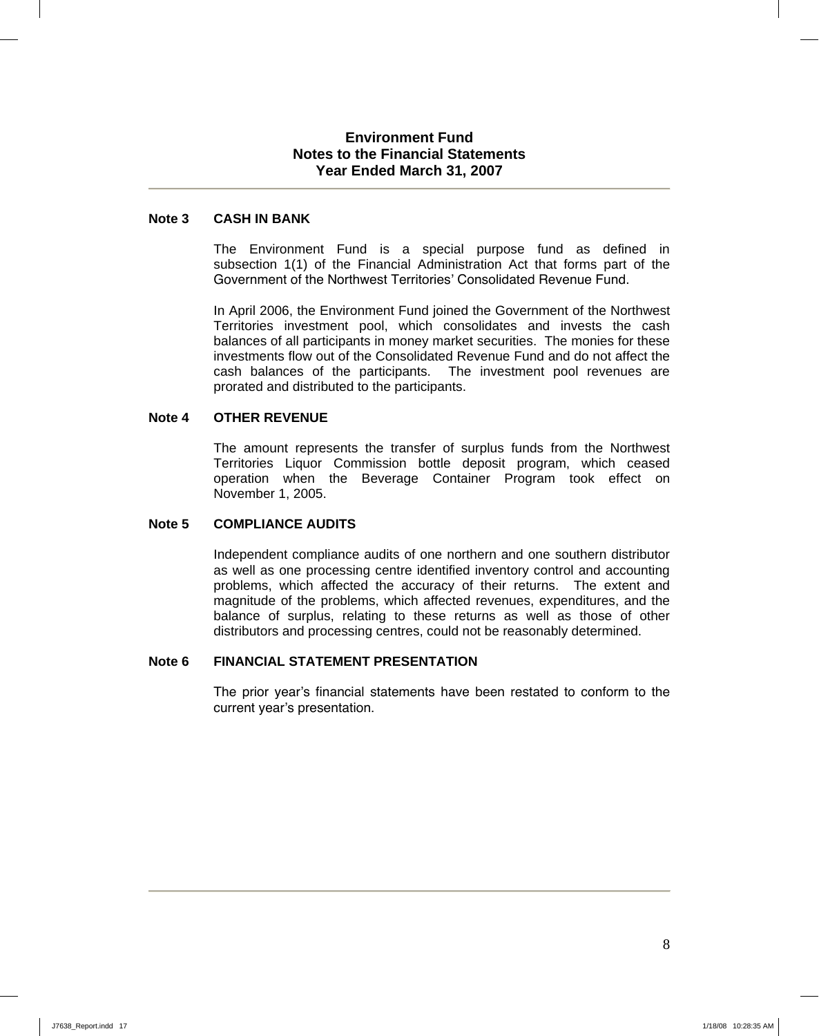# Environment Fund
## Notes to the Financial Statements
## Year Ended March 31, 2007

### Note 3 CASH IN BANK

The Environment Fund is a special purpose fund as defined in subsection 1(1) of the Financial Administration Act that forms part of the Government of the Northwest Territories' Consolidated Revenue Fund.

In April 2006, the Environment Fund joined the Government of the Northwest Territories investment pool, which consolidates and invests the cash balances of all participants in money market securities. The monies for these investments flow out of the Consolidated Revenue Fund and do not affect the cash balances of the participants. The investment pool revenues are prorated and distributed to the participants.

### Note 4 OTHER REVENUE

The amount represents the transfer of surplus funds from the Northwest Territories Liquor Commission bottle deposit program, which ceased operation when the Beverage Container Program took effect on November 1, 2005.

### Note 5 COMPLIANCE AUDITS

Independent compliance audits of one northern and one southern distributor as well as one processing centre identified inventory control and accounting problems, which affected the accuracy of their returns. The extent and magnitude of the problems, which affected revenues, expenditures, and the balance of surplus, relating to these returns as well as those of other distributors and processing centres, could not be reasonably determined.

### Note 6 FINANCIAL STATEMENT PRESENTATION

The prior year's financial statements have been restated to conform to the current year's presentation.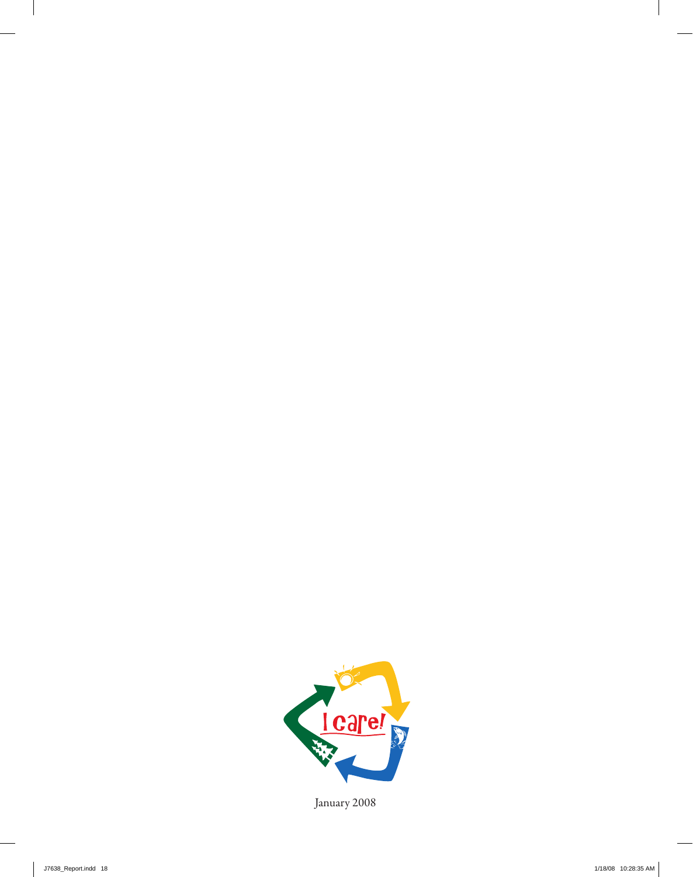I care!

January 2008